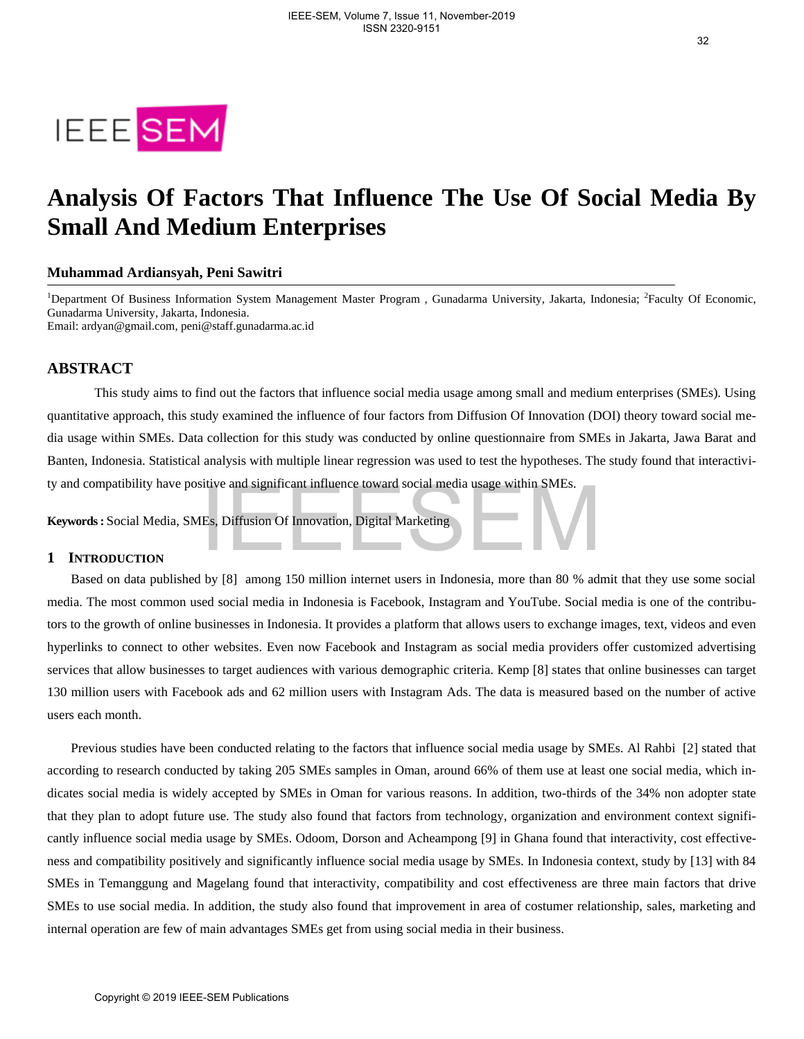# Analysis Of Factors That Influence The Use Of Social Media By Small And Medium Enterprises

**Muhammad Ardiansyah, Peni Sawitri**

[1]Department Of Business Information System Management Master Program , Gunadarma University, Jakarta, Indonesia; [2]Faculty Of Economic, Gunadarma University, Jakarta, Indonesia.
Email: ardyan@gmail.com, peni@staff.gunadarma.ac.id

## ABSTRACT

This study aims to find out the factors that influence social media usage among small and medium enterprises (SMEs). Using quantitative approach, this study examined the influence of four factors from Diffusion Of Innovation (DOI) theory toward social media usage within SMEs. Data collection for this study was conducted by online questionnaire from SMEs in Jakarta, Jawa Barat and Banten, Indonesia. Statistical analysis with multiple linear regression was used to test the hypotheses. The study found that interactivity and compatibility have positive and significant influence toward social media usage within SMEs.

**Keywords :** Social Media, SMEs, Diffusion Of Innovation, Digital Marketing

## 1 Introduction

Based on data published by [8] among 150 million internet users in Indonesia, more than 80 % admit that they use some social media. The most common used social media in Indonesia is Facebook, Instagram and YouTube. Social media is one of the contributors to the growth of online businesses in Indonesia. It provides a platform that allows users to exchange images, text, videos and even hyperlinks to connect to other websites. Even now Facebook and Instagram as social media providers offer customized advertising services that allow businesses to target audiences with various demographic criteria. Kemp [8] states that online businesses can target 130 million users with Facebook ads and 62 million users with Instagram Ads. The data is measured based on the number of active users each month.

Previous studies have been conducted relating to the factors that influence social media usage by SMEs. Al Rahbi [2] stated that according to research conducted by taking 205 SMEs samples in Oman, around 66% of them use at least one social media, which indicates social media is widely accepted by SMEs in Oman for various reasons. In addition, two-thirds of the 34% non adopter state that they plan to adopt future use. The study also found that factors from technology, organization and environment context significantly influence social media usage by SMEs. Odoom, Dorson and Acheampong [9] in Ghana found that interactivity, cost effectiveness and compatibility positively and significantly influence social media usage by SMEs. In Indonesia context, study by [13] with 84 SMEs in Temanggung and Magelang found that interactivity, compatibility and cost effectiveness are three main factors that drive SMEs to use social media. In addition, the study also found that improvement in area of costumer relationship, sales, marketing and internal operation are few of main advantages SMEs get from using social media in their business.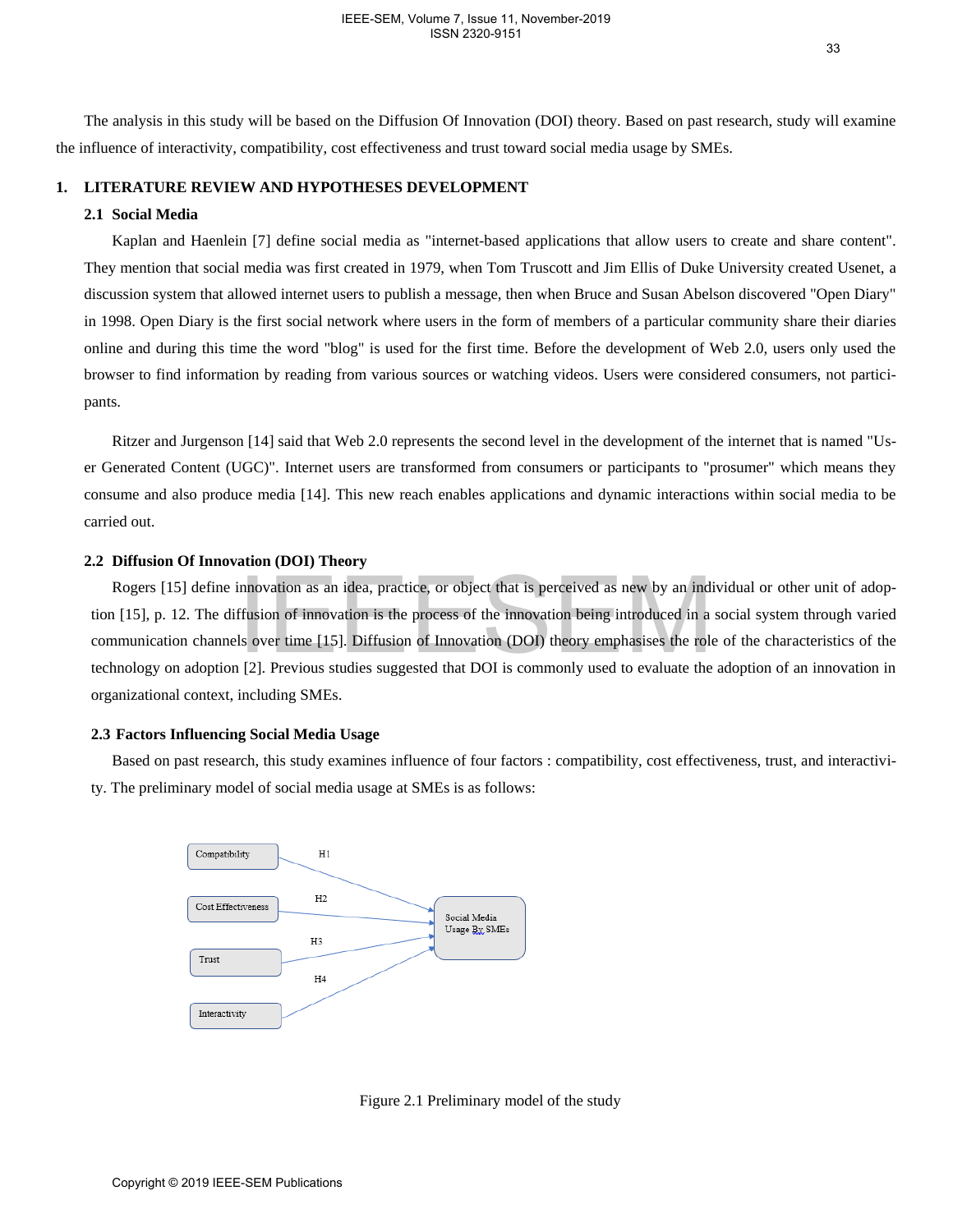The analysis in this study will be based on the Diffusion Of Innovation (DOI) theory. Based on past research, study will examine the influence of interactivity, compatibility, cost effectiveness and trust toward social media usage by SMEs.

# 1. LITERATURE REVIEW AND HYPOTHESES DEVELOPMENT

## 2.1 Social Media

Kaplan and Haenlein [7] define social media as "internet-based applications that allow users to create and share content". They mention that social media was first created in 1979, when Tom Truscott and Jim Ellis of Duke University created Usenet, a discussion system that allowed internet users to publish a message, then when Bruce and Susan Abelson discovered "Open Diary" in 1998. Open Diary is the first social network where users in the form of members of a particular community share their diaries online and during this time the word "blog" is used for the first time. Before the development of Web 2.0, users only used the browser to find information by reading from various sources or watching videos. Users were considered consumers, not participants.

Ritzer and Jurgenson [14] said that Web 2.0 represents the second level in the development of the internet that is named "User Generated Content (UGC)". Internet users are transformed from consumers or participants to "prosumer" which means they consume and also produce media [14]. This new reach enables applications and dynamic interactions within social media to be carried out.

## 2.2 Diffusion Of Innovation (DOI) Theory

Rogers [15] define innovation as an idea, practice, or object that is perceived as new by an individual or other unit of adoption [15], p. 12. The diffusion of innovation is the process of the innovation being introduced in a social system through varied communication channels over time [15]. Diffusion of Innovation (DOI) theory emphasises the role of the characteristics of the technology on adoption [2]. Previous studies suggested that DOI is commonly used to evaluate the adoption of an innovation in organizational context, including SMEs.

## 2.3 Factors Influencing Social Media Usage

Based on past research, this study examines influence of four factors : compatibility, cost effectiveness, trust, and interactivity. The preliminary model of social media usage at SMEs is as follows:

Compatibility → (H1) → Social Media Usage By SMEs
Cost Effectiveness → (H2) → Social Media Usage By SMEs
Trust → (H3) → Social Media Usage By SMEs
Interactivity → (H4) → Social Media Usage By SMEs

Figure 2.1 Preliminary model of the study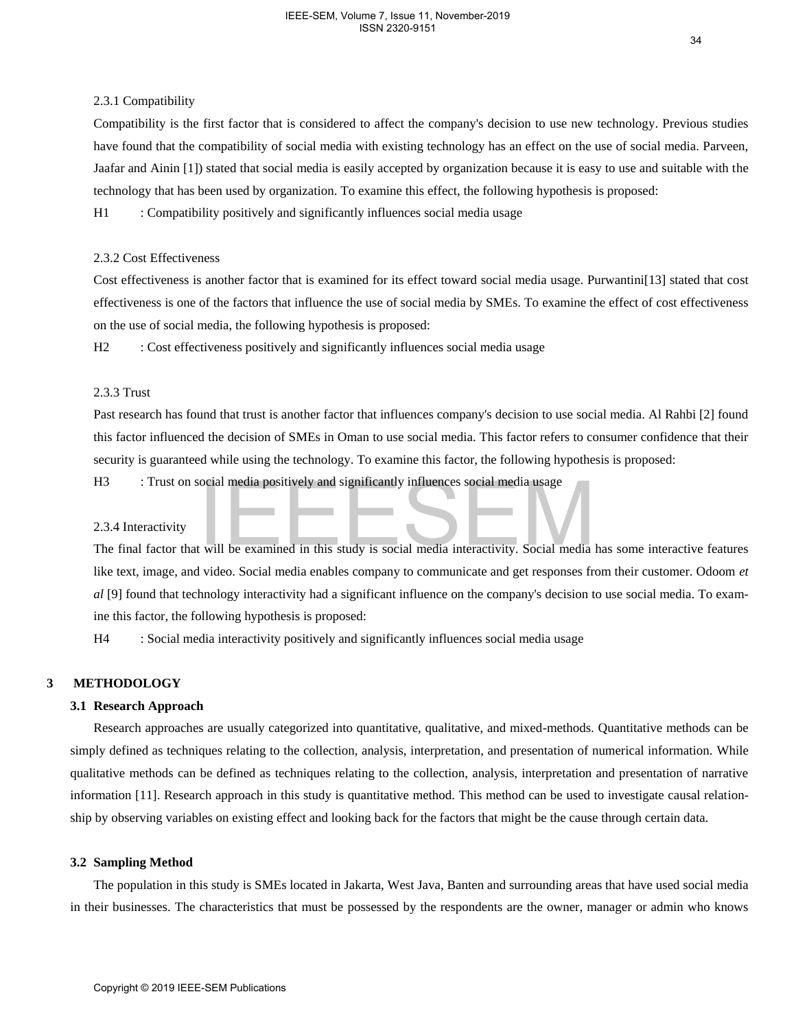#### 2.3.1 Compatibility

Compatibility is the first factor that is considered to affect the company's decision to use new technology. Previous studies have found that the compatibility of social media with existing technology has an effect on the use of social media. Parveen, Jaafar and Ainin [1]) stated that social media is easily accepted by organization because it is easy to use and suitable with the technology that has been used by organization. To examine this effect, the following hypothesis is proposed:

H1 : Compatibility positively and significantly influences social media usage

#### 2.3.2 Cost Effectiveness

Cost effectiveness is another factor that is examined for its effect toward social media usage. Purwantini[13] stated that cost effectiveness is one of the factors that influence the use of social media by SMEs. To examine the effect of cost effectiveness on the use of social media, the following hypothesis is proposed:

H2 : Cost effectiveness positively and significantly influences social media usage

#### 2.3.3 Trust

Past research has found that trust is another factor that influences company's decision to use social media. Al Rahbi [2] found this factor influenced the decision of SMEs in Oman to use social media. This factor refers to consumer confidence that their security is guaranteed while using the technology. To examine this factor, the following hypothesis is proposed:

H3 : Trust on social media positively and significantly influences social media usage

#### 2.3.4 Interactivity

The final factor that will be examined in this study is social media interactivity. Social media has some interactive features like text, image, and video. Social media enables company to communicate and get responses from their customer. Odoom *et al* [9] found that technology interactivity had a significant influence on the company's decision to use social media. To examine this factor, the following hypothesis is proposed:

H4 : Social media interactivity positively and significantly influences social media usage

## 3 METHODOLOGY

### 3.1 Research Approach

Research approaches are usually categorized into quantitative, qualitative, and mixed-methods. Quantitative methods can be simply defined as techniques relating to the collection, analysis, interpretation, and presentation of numerical information. While qualitative methods can be defined as techniques relating to the collection, analysis, interpretation and presentation of narrative information [11]. Research approach in this study is quantitative method. This method can be used to investigate causal relationship by observing variables on existing effect and looking back for the factors that might be the cause through certain data.

### 3.2 Sampling Method

The population in this study is SMEs located in Jakarta, West Java, Banten and surrounding areas that have used social media in their businesses. The characteristics that must be possessed by the respondents are the owner, manager or admin who knows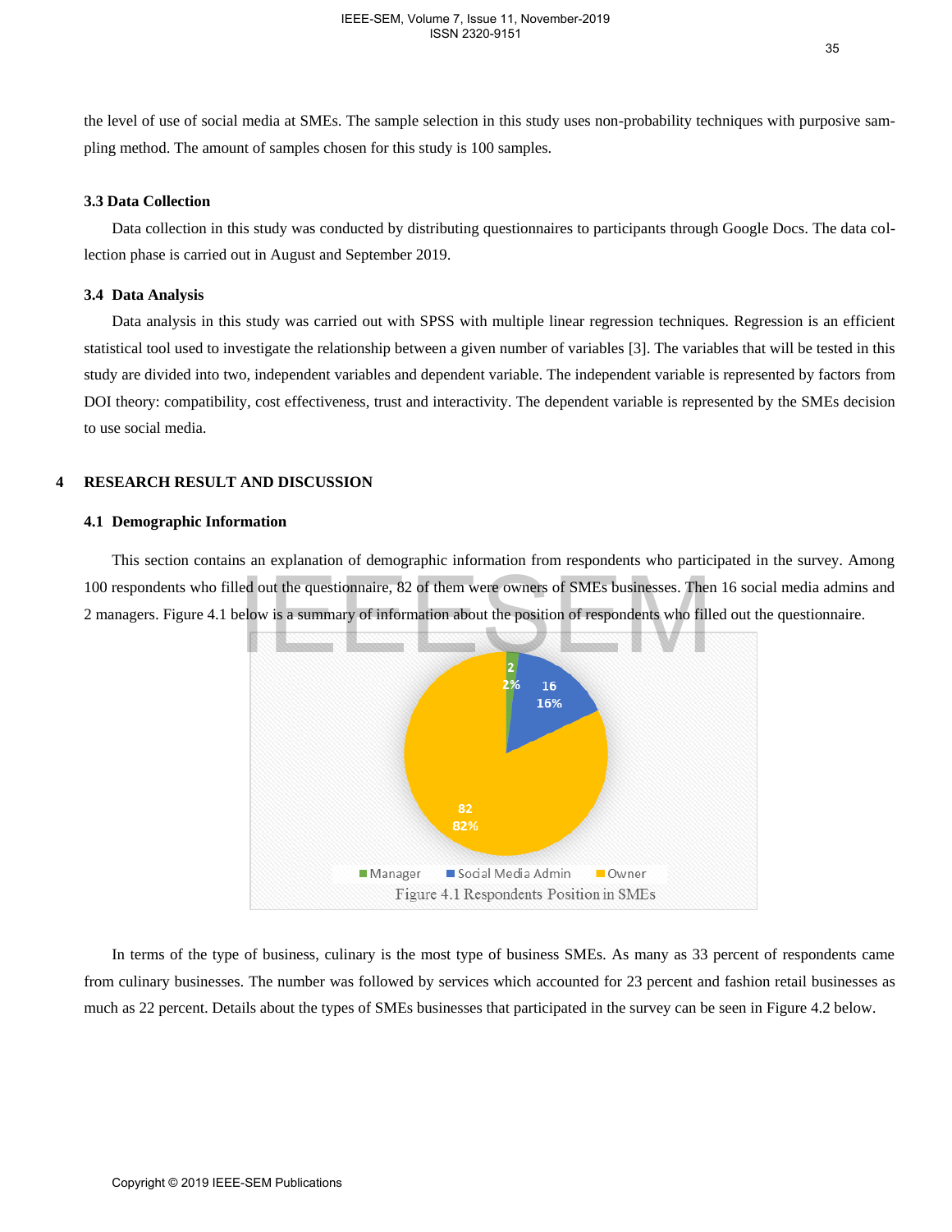the level of use of social media at SMEs. The sample selection in this study uses non-probability techniques with purposive sampling method. The amount of samples chosen for this study is 100 samples.

### 3.3 Data Collection

Data collection in this study was conducted by distributing questionnaires to participants through Google Docs. The data collection phase is carried out in August and September 2019.

### 3.4 Data Analysis

Data analysis in this study was carried out with SPSS with multiple linear regression techniques. Regression is an efficient statistical tool used to investigate the relationship between a given number of variables [3]. The variables that will be tested in this study are divided into two, independent variables and dependent variable. The independent variable is represented by factors from DOI theory: compatibility, cost effectiveness, trust and interactivity. The dependent variable is represented by the SMEs decision to use social media.

## 4 RESEARCH RESULT AND DISCUSSION

### 4.1 Demographic Information

This section contains an explanation of demographic information from respondents who participated in the survey. Among 100 respondents who filled out the questionnaire, 82 of them were owners of SMEs businesses. Then 16 social media admins and 2 managers. Figure 4.1 below is a summary of information about the position of respondents who filled out the questionnaire.

Figure 4.1 Respondents Position in SMEs

In terms of the type of business, culinary is the most type of business SMEs. As many as 33 percent of respondents came from culinary businesses. The number was followed by services which accounted for 23 percent and fashion retail businesses as much as 22 percent. Details about the types of SMEs businesses that participated in the survey can be seen in Figure 4.2 below.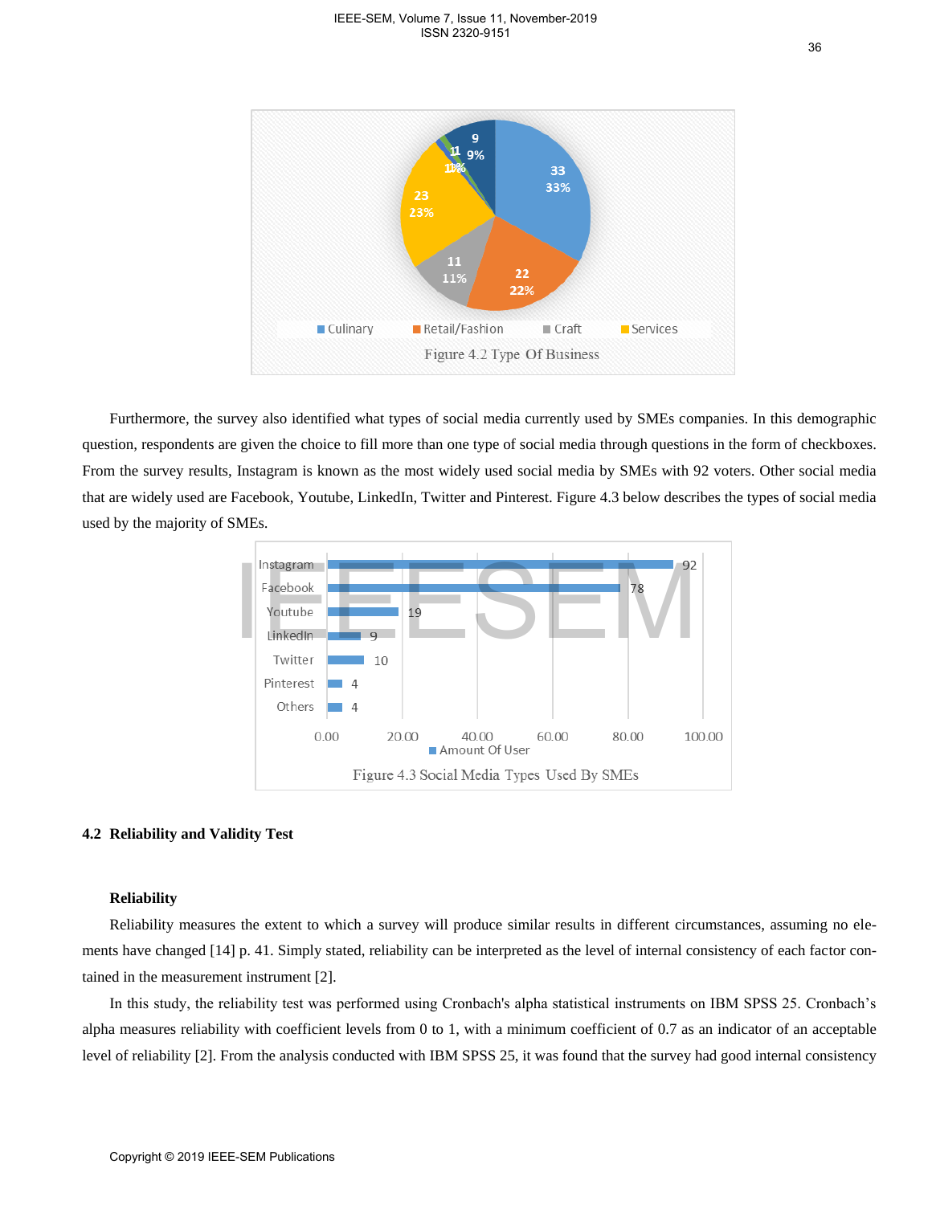Figure 4.2 Type Of Business

Furthermore, the survey also identified what types of social media currently used by SMEs companies. In this demographic question, respondents are given the choice to fill more than one type of social media through questions in the form of checkboxes. From the survey results, Instagram is known as the most widely used social media by SMEs with 92 voters. Other social media that are widely used are Facebook, Youtube, LinkedIn, Twitter and Pinterest. Figure 4.3 below describes the types of social media used by the majority of SMEs.

Figure 4.3 Social Media Types Used By SMEs

### 4.2 Reliability and Validity Test

**Reliability**

Reliability measures the extent to which a survey will produce similar results in different circumstances, assuming no elements have changed [14] p. 41. Simply stated, reliability can be interpreted as the level of internal consistency of each factor contained in the measurement instrument [2].

In this study, the reliability test was performed using Cronbach's alpha statistical instruments on IBM SPSS 25. Cronbach's alpha measures reliability with coefficient levels from 0 to 1, with a minimum coefficient of 0.7 as an indicator of an acceptable level of reliability [2]. From the analysis conducted with IBM SPSS 25, it was found that the survey had good internal consistency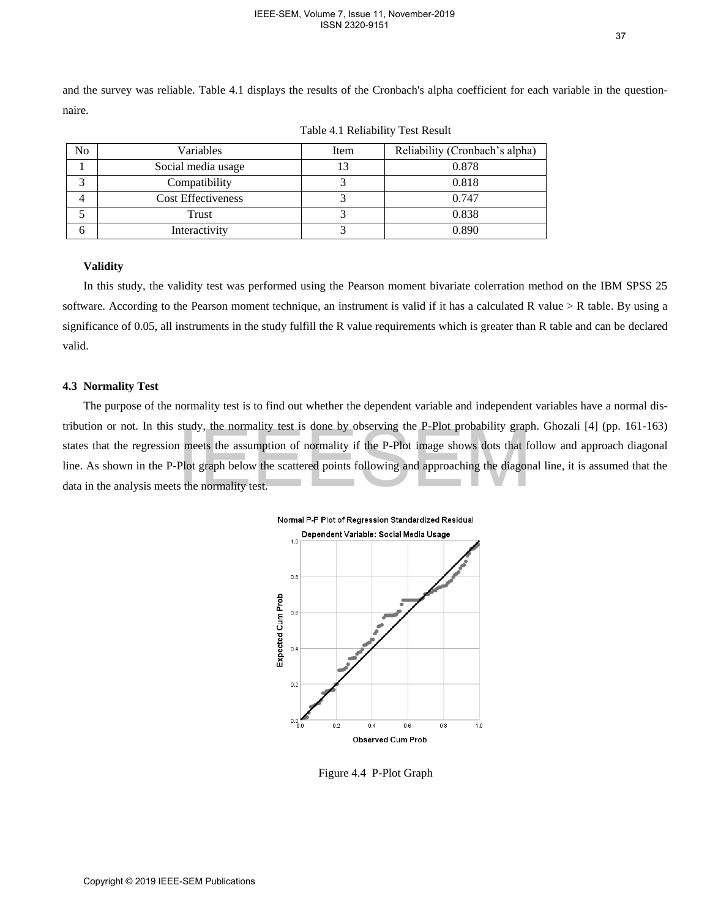and the survey was reliable. Table 4.1 displays the results of the Cronbach's alpha coefficient for each variable in the questionnaire.

Table 4.1 Reliability Test Result

| No | Variables | Item | Reliability (Cronbach's alpha) |
|---|---|---|---|
| 1 | Social media usage | 13 | 0.878 |
| 3 | Compatibility | 3 | 0.818 |
| 4 | Cost Effectiveness | 3 | 0.747 |
| 5 | Trust | 3 | 0.838 |
| 6 | Interactivity | 3 | 0.890 |

**Validity**

In this study, the validity test was performed using the Pearson moment bivariate colerration method on the IBM SPSS 25 software. According to the Pearson moment technique, an instrument is valid if it has a calculated R value > R table. By using a significance of 0.05, all instruments in the study fulfill the R value requirements which is greater than R table and can be declared valid.

### 4.3 Normality Test

The purpose of the normality test is to find out whether the dependent variable and independent variables have a normal distribution or not. In this study, the normality test is done by observing the P-Plot probability graph. Ghozali [4] (pp. 161-163) states that the regression meets the assumption of normality if the P-Plot image shows dots that follow and approach diagonal line. As shown in the P-Plot graph below the scattered points following and approaching the diagonal line, it is assumed that the data in the analysis meets the normality test.

Figure 4.4 P-Plot Graph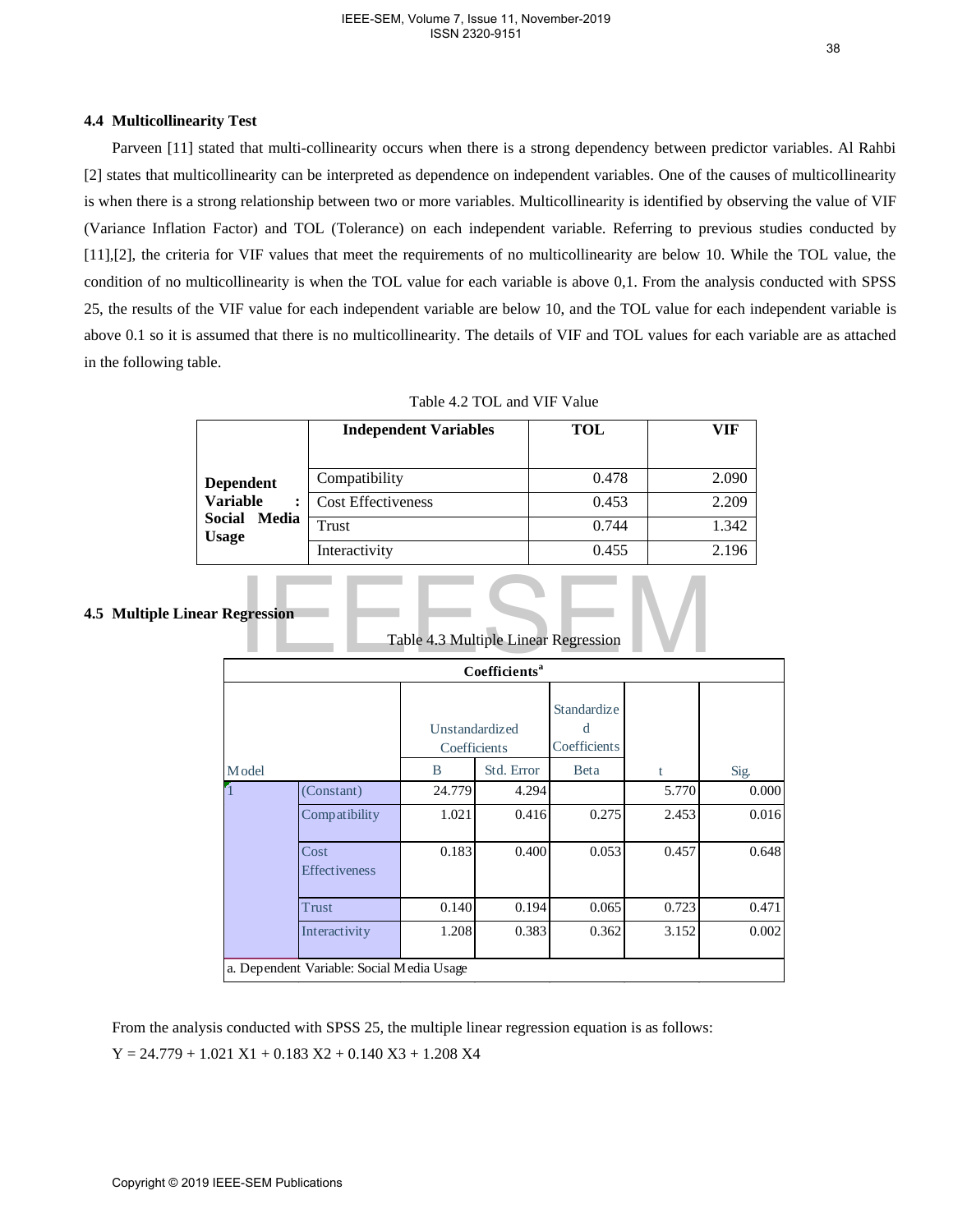### 4.4 Multicollinearity Test

Parveen [11] stated that multi-collinearity occurs when there is a strong dependency between predictor variables. Al Rahbi [2] states that multicollinearity can be interpreted as dependence on independent variables. One of the causes of multicollinearity is when there is a strong relationship between two or more variables. Multicollinearity is identified by observing the value of VIF (Variance Inflation Factor) and TOL (Tolerance) on each independent variable. Referring to previous studies conducted by [11],[2], the criteria for VIF values that meet the requirements of no multicollinearity are below 10. While the TOL value, the condition of no multicollinearity is when the TOL value for each variable is above 0,1. From the analysis conducted with SPSS 25, the results of the VIF value for each independent variable are below 10, and the TOL value for each independent variable is above 0.1 so it is assumed that there is no multicollinearity. The details of VIF and TOL values for each variable are as attached in the following table.

Table 4.2 TOL and VIF Value

| | Independent Variables | TOL | VIF |
|---|---|---|---|
| **Dependent Variable : Social Media Usage** | Compatibility | 0.478 | 2.090 |
| | Cost Effectiveness | 0.453 | 2.209 |
| | Trust | 0.744 | 1.342 |
| | Interactivity | 0.455 | 2.196 |

### 4.5 Multiple Linear Regression

Table 4.3 Multiple Linear Regression

**Coefficients[a]**

| Model | | Unstandardized Coefficients | | Standardized Coefficients | t | Sig. |
|---|---|---|---|---|---|---|
| | | B | Std. Error | Beta | | |
| 1 | (Constant) | 24.779 | 4.294 | | 5.770 | 0.000 |
| | Compatibility | 1.021 | 0.416 | 0.275 | 2.453 | 0.016 |
| | Cost Effectiveness | 0.183 | 0.400 | 0.053 | 0.457 | 0.648 |
| | Trust | 0.140 | 0.194 | 0.065 | 0.723 | 0.471 |
| | Interactivity | 1.208 | 0.383 | 0.362 | 3.152 | 0.002 |

a. Dependent Variable: Social Media Usage

From the analysis conducted with SPSS 25, the multiple linear regression equation is as follows:

$Y = 24.779 + 1.021 X1 + 0.183 X2 + 0.140 X3 + 1.208 X4$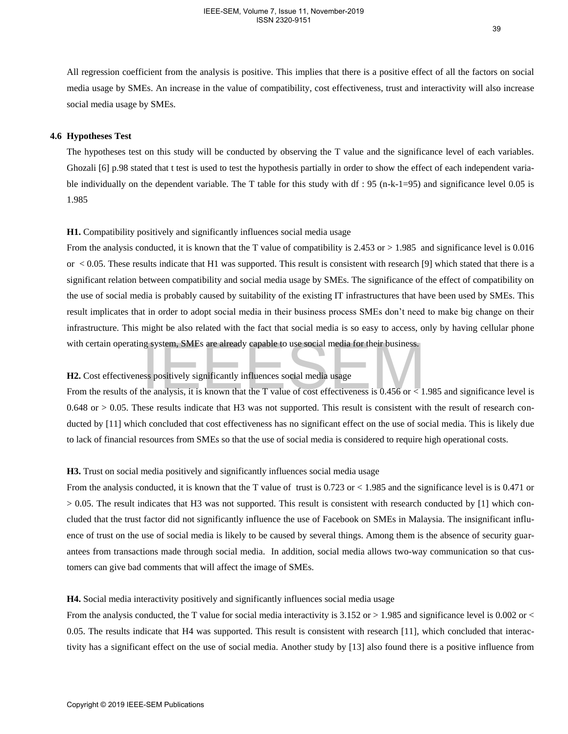All regression coefficient from the analysis is positive. This implies that there is a positive effect of all the factors on social media usage by SMEs. An increase in the value of compatibility, cost effectiveness, trust and interactivity will also increase social media usage by SMEs.

### 4.6 Hypotheses Test

The hypotheses test on this study will be conducted by observing the T value and the significance level of each variables. Ghozali [6] p.98 stated that t test is used to test the hypothesis partially in order to show the effect of each independent variable individually on the dependent variable. The T table for this study with df : 95 (n-k-1=95) and significance level 0.05 is 1.985

**H1.** Compatibility positively and significantly influences social media usage

From the analysis conducted, it is known that the T value of compatibility is 2.453 or > 1.985 and significance level is 0.016 or < 0.05. These results indicate that H1 was supported. This result is consistent with research [9] which stated that there is a significant relation between compatibility and social media usage by SMEs. The significance of the effect of compatibility on the use of social media is probably caused by suitability of the existing IT infrastructures that have been used by SMEs. This result implicates that in order to adopt social media in their business process SMEs don't need to make big change on their infrastructure. This might be also related with the fact that social media is so easy to access, only by having cellular phone with certain operating system, SMEs are already capable to use social media for their business.

**H2.** Cost effectiveness positively significantly influences social media usage

From the results of the analysis, it is known that the T value of cost effectiveness is 0.456 or < 1.985 and significance level is 0.648 or > 0.05. These results indicate that H3 was not supported. This result is consistent with the result of research conducted by [11] which concluded that cost effectiveness has no significant effect on the use of social media. This is likely due to lack of financial resources from SMEs so that the use of social media is considered to require high operational costs.

**H3.** Trust on social media positively and significantly influences social media usage

From the analysis conducted, it is known that the T value of trust is 0.723 or < 1.985 and the significance level is is 0.471 or > 0.05. The result indicates that H3 was not supported. This result is consistent with research conducted by [1] which concluded that the trust factor did not significantly influence the use of Facebook on SMEs in Malaysia. The insignificant influence of trust on the use of social media is likely to be caused by several things. Among them is the absence of security guarantees from transactions made through social media. In addition, social media allows two-way communication so that customers can give bad comments that will affect the image of SMEs.

**H4.** Social media interactivity positively and significantly influences social media usage

From the analysis conducted, the T value for social media interactivity is 3.152 or > 1.985 and significance level is 0.002 or < 0.05. The results indicate that H4 was supported. This result is consistent with research [11], which concluded that interactivity has a significant effect on the use of social media. Another study by [13] also found there is a positive influence from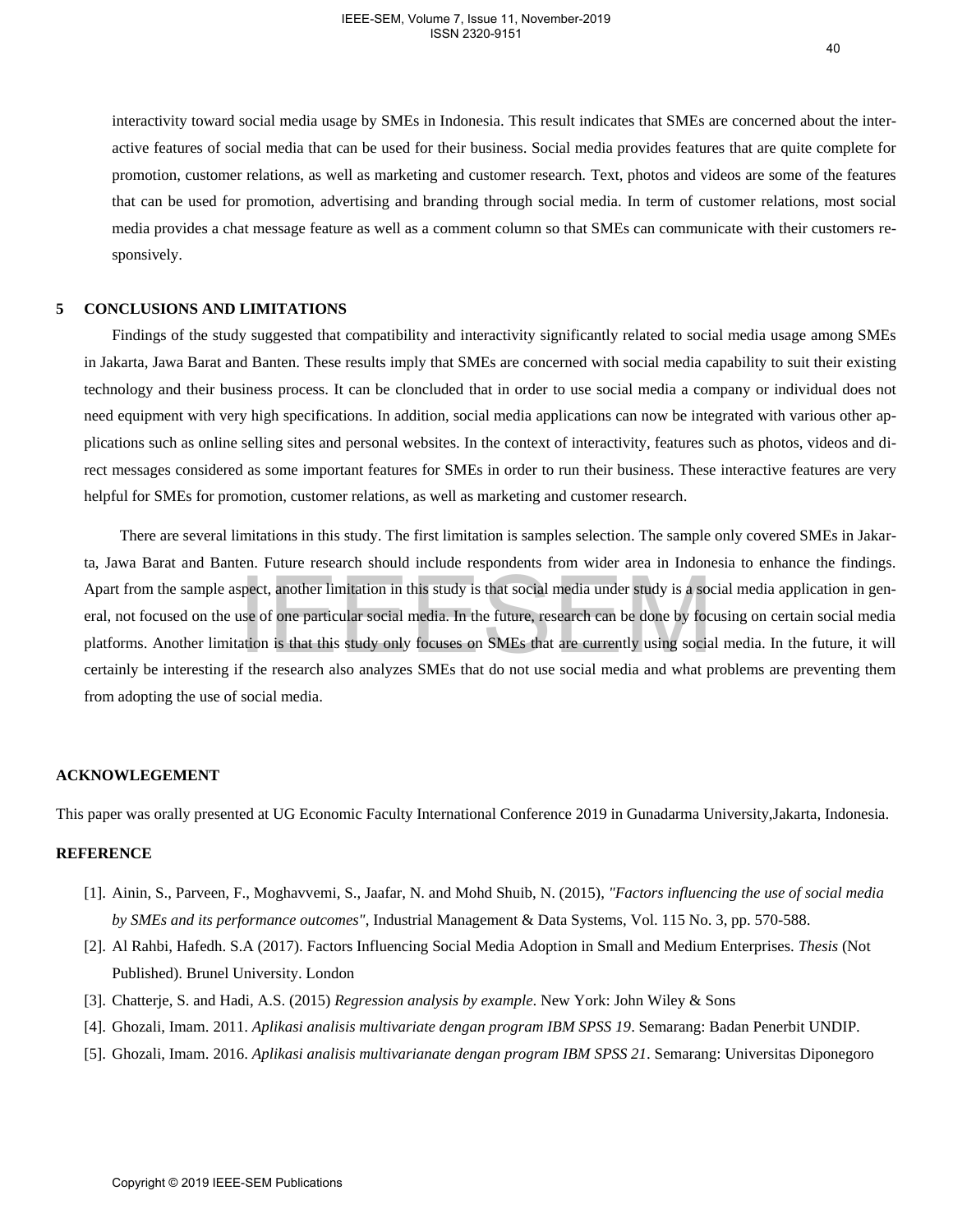interactivity toward social media usage by SMEs in Indonesia. This result indicates that SMEs are concerned about the interactive features of social media that can be used for their business. Social media provides features that are quite complete for promotion, customer relations, as well as marketing and customer research. Text, photos and videos are some of the features that can be used for promotion, advertising and branding through social media. In term of customer relations, most social media provides a chat message feature as well as a comment column so that SMEs can communicate with their customers responsively.

## 5 CONCLUSIONS AND LIMITATIONS

Findings of the study suggested that compatibility and interactivity significantly related to social media usage among SMEs in Jakarta, Jawa Barat and Banten. These results imply that SMEs are concerned with social media capability to suit their existing technology and their business process. It can be cloncluded that in order to use social media a company or individual does not need equipment with very high specifications. In addition, social media applications can now be integrated with various other applications such as online selling sites and personal websites. In the context of interactivity, features such as photos, videos and direct messages considered as some important features for SMEs in order to run their business. These interactive features are very helpful for SMEs for promotion, customer relations, as well as marketing and customer research.

There are several limitations in this study. The first limitation is samples selection. The sample only covered SMEs in Jakarta, Jawa Barat and Banten. Future research should include respondents from wider area in Indonesia to enhance the findings. Apart from the sample aspect, another limitation in this study is that social media under study is a social media application in general, not focused on the use of one particular social media. In the future, research can be done by focusing on certain social media platforms. Another limitation is that this study only focuses on SMEs that are currently using social media. In the future, it will certainly be interesting if the research also analyzes SMEs that do not use social media and what problems are preventing them from adopting the use of social media.

## ACKNOWLEGEMENT

This paper was orally presented at UG Economic Faculty International Conference 2019 in Gunadarma University,Jakarta, Indonesia.

## REFERENCE

[1]. Ainin, S., Parveen, F., Moghavvemi, S., Jaafar, N. and Mohd Shuib, N. (2015), *"Factors influencing the use of social media by SMEs and its performance outcomes"*, Industrial Management & Data Systems, Vol. 115 No. 3, pp. 570-588.

[2]. Al Rahbi, Hafedh. S.A (2017). Factors Influencing Social Media Adoption in Small and Medium Enterprises. *Thesis* (Not Published). Brunel University. London

[3]. Chatterje, S. and Hadi, A.S. (2015) *Regression analysis by example*. New York: John Wiley & Sons

[4]. Ghozali, Imam. 2011. *Aplikasi analisis multivariate dengan program IBM SPSS 19*. Semarang: Badan Penerbit UNDIP.

[5]. Ghozali, Imam. 2016. *Aplikasi analisis multivarianate dengan program IBM SPSS 21*. Semarang: Universitas Diponegoro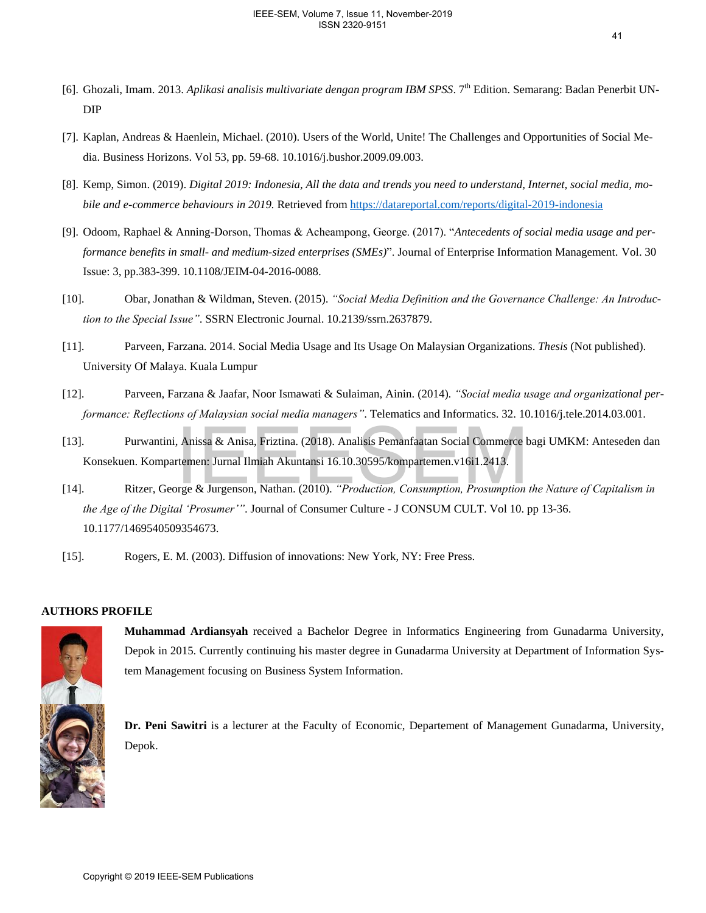[6]. Ghozali, Imam. 2013. *Aplikasi analisis multivariate dengan program IBM SPSS*. 7th Edition. Semarang: Badan Penerbit UNDIP

[7]. Kaplan, Andreas & Haenlein, Michael. (2010). Users of the World, Unite! The Challenges and Opportunities of Social Media. Business Horizons. Vol 53, pp. 59-68. 10.1016/j.bushor.2009.09.003.

[8]. Kemp, Simon. (2019). *Digital 2019: Indonesia, All the data and trends you need to understand, Internet, social media, mobile and e-commerce behaviours in 2019.* Retrieved from https://datareportal.com/reports/digital-2019-indonesia

[9]. Odoom, Raphael & Anning-Dorson, Thomas & Acheampong, George. (2017). "*Antecedents of social media usage and performance benefits in small- and medium-sized enterprises (SMEs)*". Journal of Enterprise Information Management. Vol. 30 Issue: 3, pp.383-399. 10.1108/JEIM-04-2016-0088.

[10]. Obar, Jonathan & Wildman, Steven. (2015). *"Social Media Definition and the Governance Challenge: An Introduction to the Special Issue"*. SSRN Electronic Journal. 10.2139/ssrn.2637879.

[11]. Parveen, Farzana. 2014. Social Media Usage and Its Usage On Malaysian Organizations. *Thesis* (Not published). University Of Malaya. Kuala Lumpur

[12]. Parveen, Farzana & Jaafar, Noor Ismawati & Sulaiman, Ainin. (2014). *"Social media usage and organizational performance: Reflections of Malaysian social media managers"*. Telematics and Informatics. 32. 10.1016/j.tele.2014.03.001.

[13]. Purwantini, Anissa & Anisa, Friztina. (2018). Analisis Pemanfaatan Social Commerce bagi UMKM: Anteseden dan Konsekuen. Kompartemen: Jurnal Ilmiah Akuntansi 16.10.30595/kompartemen.v16i1.2413.

[14]. Ritzer, George & Jurgenson, Nathan. (2010). *"Production, Consumption, Prosumption the Nature of Capitalism in the Age of the Digital 'Prosumer'"*. Journal of Consumer Culture - J CONSUM CULT. Vol 10. pp 13-36. 10.1177/1469540509354673.

[15]. Rogers, E. M. (2003). Diffusion of innovations: New York, NY: Free Press.

**AUTHORS PROFILE**

**Muhammad Ardiansyah** received a Bachelor Degree in Informatics Engineering from Gunadarma University, Depok in 2015. Currently continuing his master degree in Gunadarma University at Department of Information System Management focusing on Business System Information.

**Dr. Peni Sawitri** is a lecturer at the Faculty of Economic, Departement of Management Gunadarma, University, Depok.